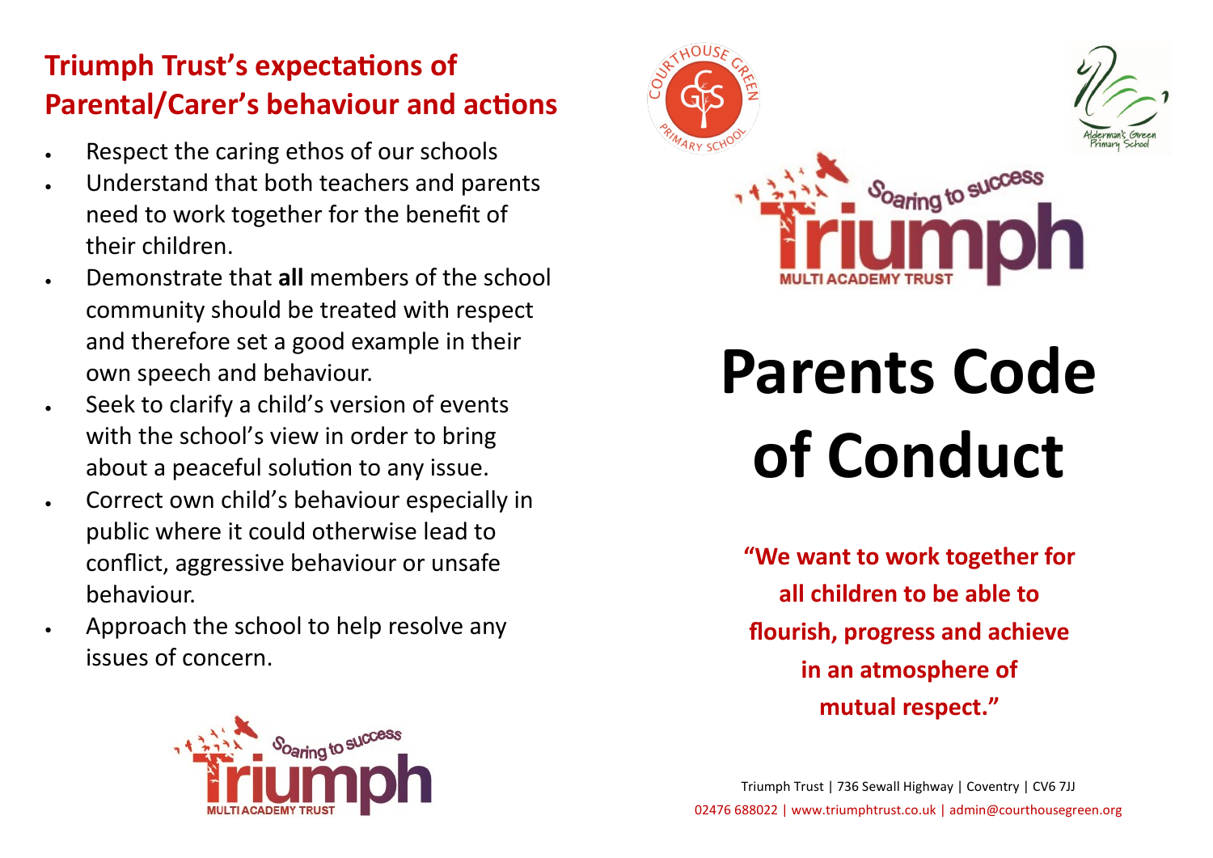## Triumph Trust's expectations of Parental/Carer's behaviour and actions

- Respect the caring ethos of our schools
- Understand that both teachers and parents need to work together for the benefit of their children.
- Demonstrate that **all** members of the school community should be treated with respect and therefore set a good example in their own speech and behaviour.
- Seek to clarify a child's version of events with the school's view in order to bring about a peaceful solution to any issue.
- Correct own child's behaviour especially in public where it could otherwise lead to conflict, aggressive behaviour or unsafe behaviour.
- Approach the school to help resolve any issues of concern.

Soaring to success

Triumph

MULTI ACADEMY TRUST

Courthouse Green Primary School

Alderman's Green Primary School

Soaring to success

Triumph

MULTI ACADEMY TRUST

# Parents Code of Conduct

**"We want to work together for all children to be able to flourish, progress and achieve in an atmosphere of mutual respect."**

Triumph Trust | 736 Sewall Highway | Coventry | CV6 7JJ

02476 688022 | www.triumphtrust.co.uk | admin@courthousegreen.org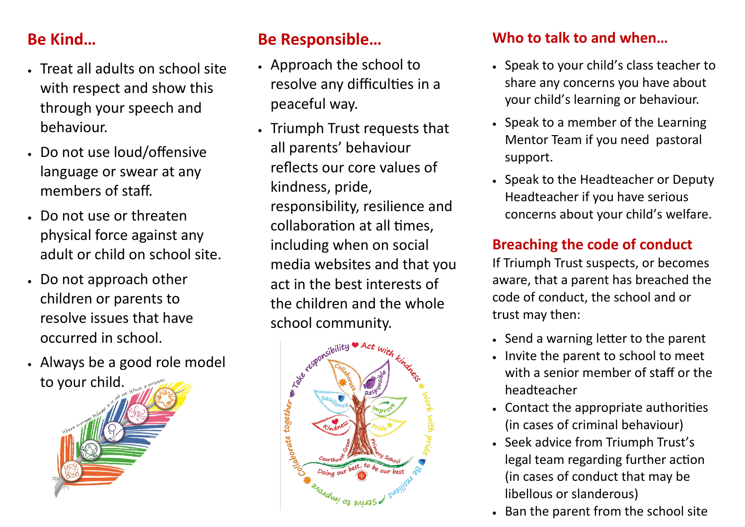## Be Kind…

- Treat all adults on school site with respect and show this through your speech and behaviour.
- Do not use loud/offensive language or swear at any members of staff.
- Do not use or threaten physical force against any adult or child on school site.
- Do not approach other children or parents to resolve issues that have occurred in school.
- Always be a good role model to your child.

## Be Responsible…

- Approach the school to resolve any difficulties in a peaceful way.
- Triumph Trust requests that all parents' behaviour reflects our core values of kindness, pride, responsibility, resilience and collaboration at all times, including when on social media websites and that you act in the best interests of the children and the whole school community.

## Who to talk to and when…

- Speak to your child's class teacher to share any concerns you have about your child's learning or behaviour.
- Speak to a member of the Learning Mentor Team if you need pastoral support.
- Speak to the Headteacher or Deputy Headteacher if you have serious concerns about your child's welfare.

## Breaching the code of conduct

If Triumph Trust suspects, or becomes aware, that a parent has breached the code of conduct, the school and or trust may then:

- Send a warning letter to the parent
- Invite the parent to school to meet with a senior member of staff or the headteacher
- Contact the appropriate authorities (in cases of criminal behaviour)
- Seek advice from Triumph Trust's legal team regarding further action (in cases of conduct that may be libellous or slanderous)
- Ban the parent from the school site